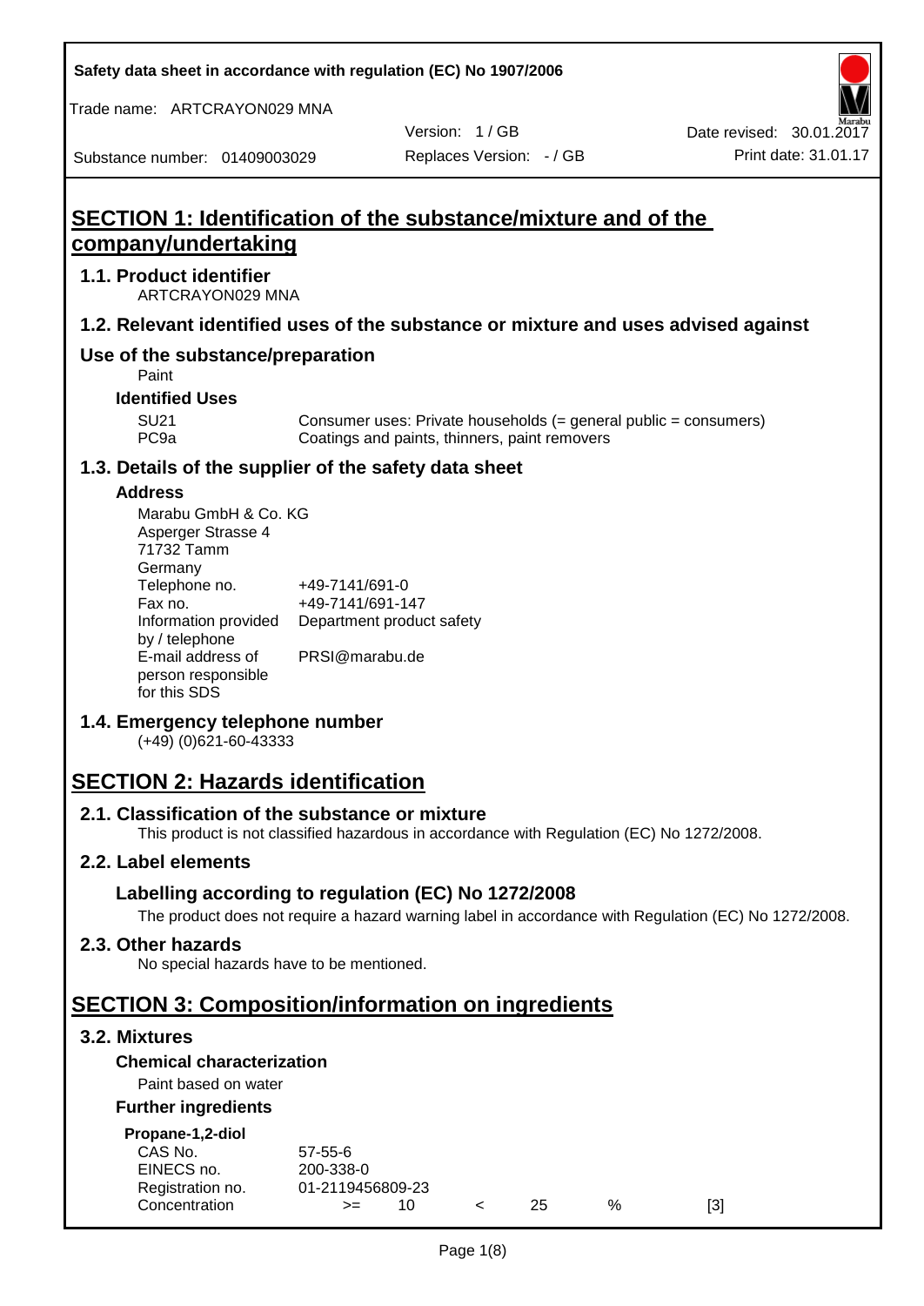Safety data sheet in accordance with regulation (EC) No 1907/2006

Trade name: ARTCRAYON029 MNA

Version: 1 / GB

Date revised: 30.01.2017

Substance number: 01409003029

Replaces Version: - / GB

Print date: 31.01.17

# SECTION 1: Identification of the substance/mixture and of the company/undertaking

## 1.1. Product identifier

ARTCRAYON029 MNA

## 1.2. Relevant identified uses of the substance or mixture and uses advised against

## Use of the substance/preparation

Paint

### Identified Uses

| | |
|---|---|
| SU21 | Consumer uses: Private households (= general public = consumers) |
| PC9a | Coatings and paints, thinners, paint removers |

## 1.3. Details of the supplier of the safety data sheet

### Address

Marabu GmbH & Co. KG
Asperger Strasse 4
71732 Tamm
Germany

| | |
|---|---|
| Telephone no. | +49-7141/691-0 |
| Fax no. | +49-7141/691-147 |
| Information provided by / telephone | Department product safety |
| E-mail address of person responsible for this SDS | PRSI@marabu.de |

## 1.4. Emergency telephone number

(+49) (0)621-60-43333

# SECTION 2: Hazards identification

## 2.1. Classification of the substance or mixture

This product is not classified hazardous in accordance with Regulation (EC) No 1272/2008.

## 2.2. Label elements

## Labelling according to regulation (EC) No 1272/2008

The product does not require a hazard warning label in accordance with Regulation (EC) No 1272/2008.

## 2.3. Other hazards

No special hazards have to be mentioned.

# SECTION 3: Composition/information on ingredients

## 3.2. Mixtures

### Chemical characterization

Paint based on water

### Further ingredients

**Propane-1,2-diol**

| | | | | | | |
|---|---|---|---|---|---|---|
| CAS No. | 57-55-6 | | | | | |
| EINECS no. | 200-338-0 | | | | | |
| Registration no. | 01-2119456809-23 | | | | | |
| Concentration | >= | 10 | < | 25 | % | [3] |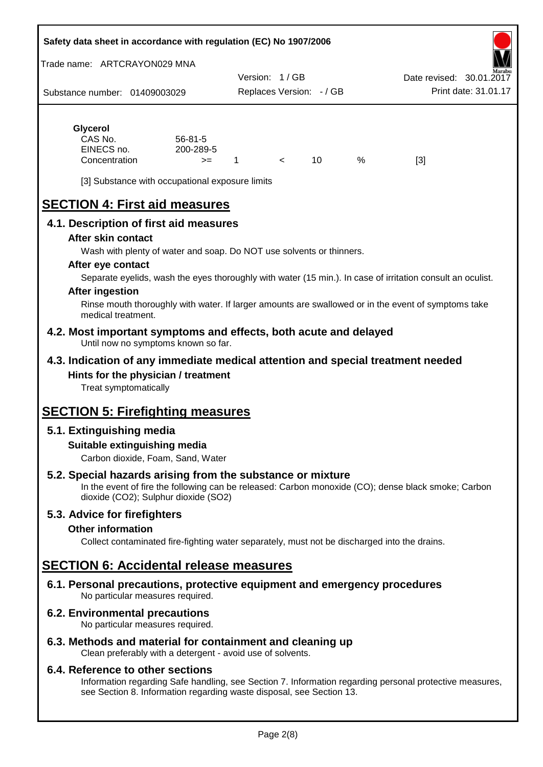**Glycerol**

| | | | | | | |
|---|---|---|---|---|---|---|
| CAS No. | 56-81-5 | | | | | |
| EINECS no. | 200-289-5 | | | | | |
| Concentration | >= | 1 | < | 10 | % | [3] |

[3] Substance with occupational exposure limits

# SECTION 4: First aid measures

## 4.1. Description of first aid measures

### After skin contact

Wash with plenty of water and soap. Do NOT use solvents or thinners.

### After eye contact

Separate eyelids, wash the eyes thoroughly with water (15 min.). In case of irritation consult an oculist.

### After ingestion

Rinse mouth thoroughly with water. If larger amounts are swallowed or in the event of symptoms take medical treatment.

## 4.2. Most important symptoms and effects, both acute and delayed

Until now no symptoms known so far.

## 4.3. Indication of any immediate medical attention and special treatment needed

### Hints for the physician / treatment

Treat symptomatically

# SECTION 5: Firefighting measures

## 5.1. Extinguishing media

### Suitable extinguishing media

Carbon dioxide, Foam, Sand, Water

## 5.2. Special hazards arising from the substance or mixture

In the event of fire the following can be released: Carbon monoxide (CO); dense black smoke; Carbon dioxide ($CO_2$); Sulphur dioxide ($SO_2$)

## 5.3. Advice for firefighters

### Other information

Collect contaminated fire-fighting water separately, must not be discharged into the drains.

# SECTION 6: Accidental release measures

## 6.1. Personal precautions, protective equipment and emergency procedures

No particular measures required.

## 6.2. Environmental precautions

No particular measures required.

## 6.3. Methods and material for containment and cleaning up

Clean preferably with a detergent - avoid use of solvents.

## 6.4. Reference to other sections

Information regarding Safe handling, see Section 7. Information regarding personal protective measures, see Section 8. Information regarding waste disposal, see Section 13.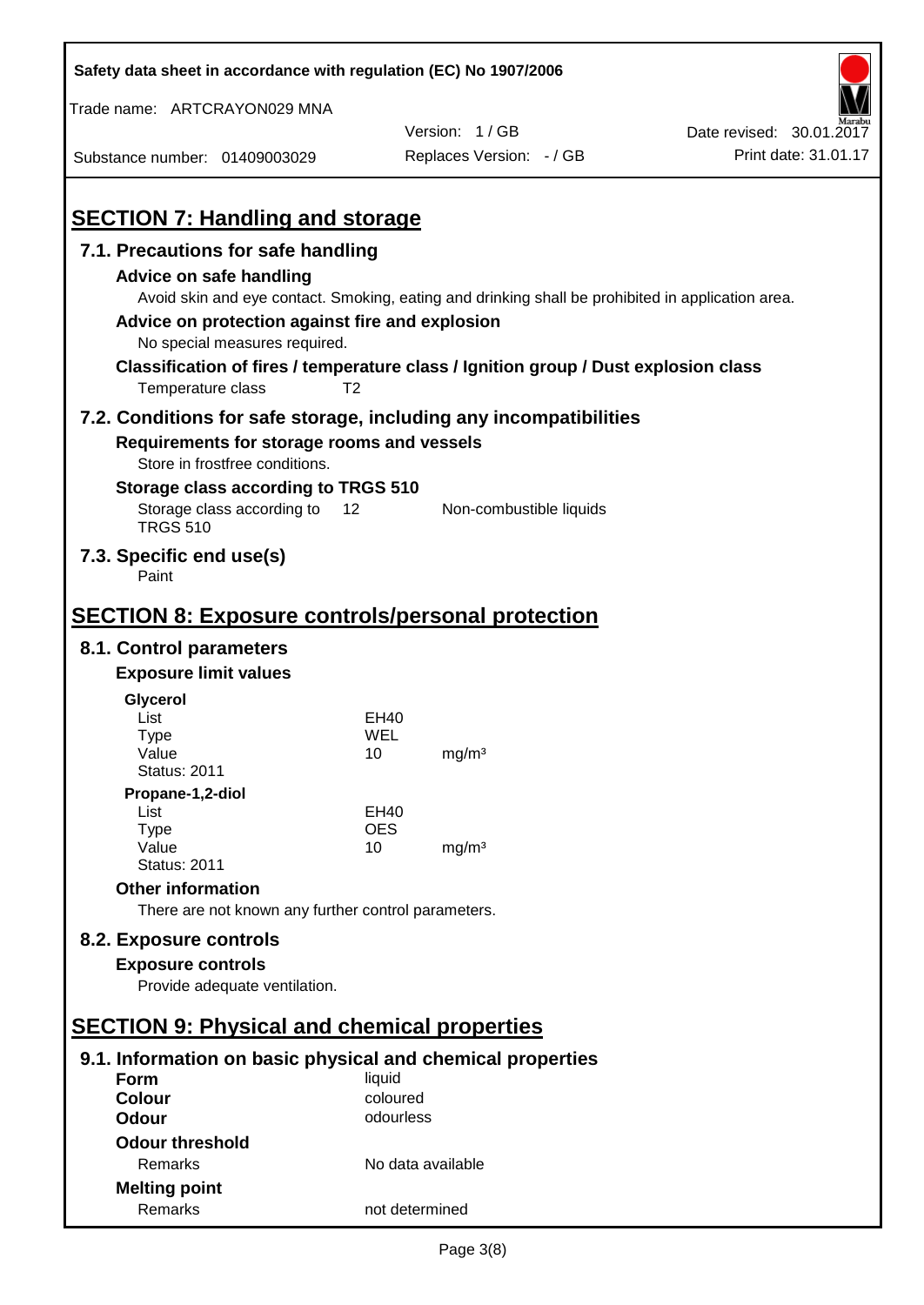## SECTION 7: Handling and storage

### 7.1. Precautions for safe handling

**Advice on safe handling**

Avoid skin and eye contact. Smoking, eating and drinking shall be prohibited in application area.

**Advice on protection against fire and explosion**

No special measures required.

**Classification of fires / temperature class / Ignition group / Dust explosion class**

Temperature class T2

### 7.2. Conditions for safe storage, including any incompatibilities

**Requirements for storage rooms and vessels**

Store in frostfree conditions.

**Storage class according to TRGS 510**

Storage class according to TRGS 510 12 Non-combustible liquids

### 7.3. Specific end use(s)

Paint

## SECTION 8: Exposure controls/personal protection

### 8.1. Control parameters

**Exposure limit values**

**Glycerol**

| | | |
|---|---|---|
| List | EH40 | |
| Type | WEL | |
| Value | 10 | mg/m³ |
| Status: 2011 | | |

**Propane-1,2-diol**

| | | |
|---|---|---|
| List | EH40 | |
| Type | OES | |
| Value | 10 | mg/m³ |
| Status: 2011 | | |

**Other information**

There are not known any further control parameters.

### 8.2. Exposure controls

**Exposure controls**

Provide adequate ventilation.

## SECTION 9: Physical and chemical properties

### 9.1. Information on basic physical and chemical properties

| | |
|---|---|
| **Form** | liquid |
| **Colour** | coloured |
| **Odour** | odourless |
| **Odour threshold** | |
| Remarks | No data available |
| **Melting point** | |
| Remarks | not determined |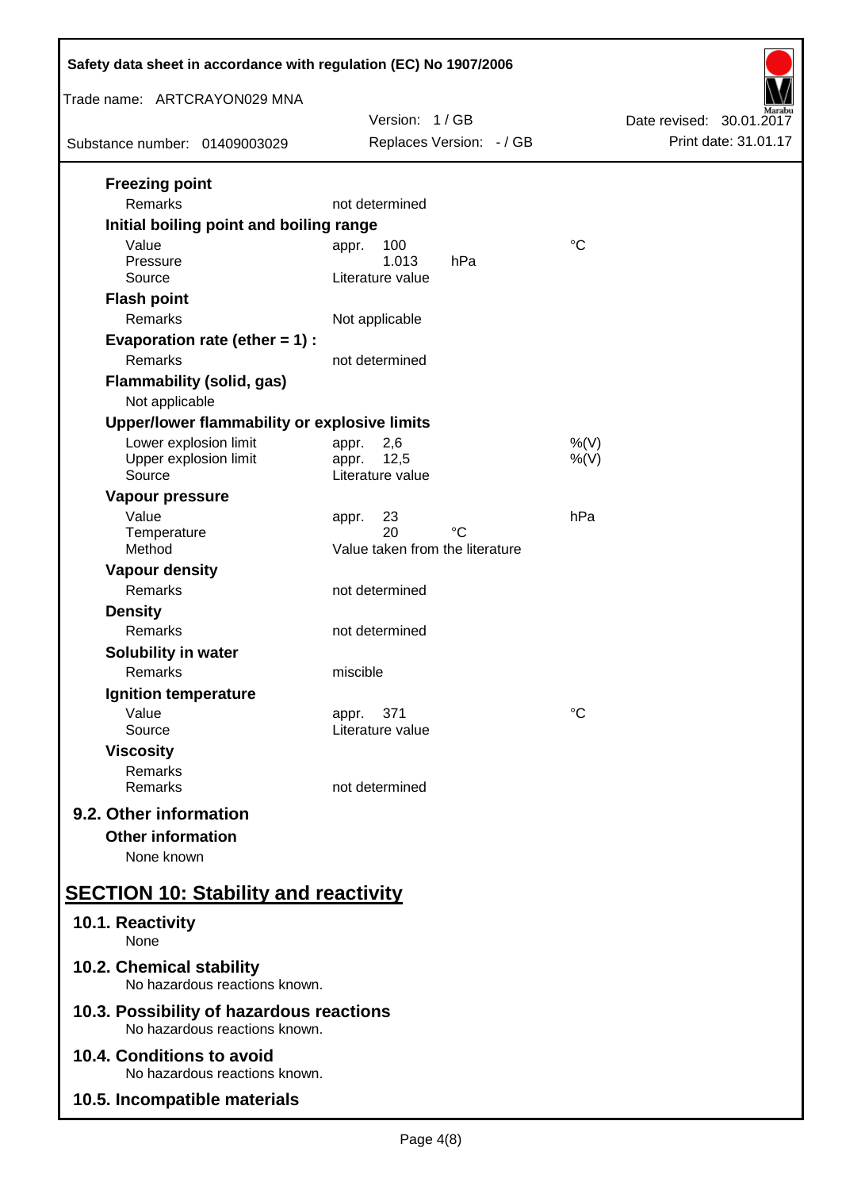**Freezing point**

| | | |
|---|---|---|
| Remarks | not determined | |

**Initial boiling point and boiling range**

| | | |
|---|---|---|
| Value | appr. 100 | °C |
| Pressure | 1.013 hPa | |
| Source | Literature value | |

**Flash point**

| | | |
|---|---|---|
| Remarks | Not applicable | |

**Evaporation rate (ether = 1) :**

| | | |
|---|---|---|
| Remarks | not determined | |

**Flammability (solid, gas)**

Not applicable

**Upper/lower flammability or explosive limits**

| | | |
|---|---|---|
| Lower explosion limit | appr. 2,6 | %(V) |
| Upper explosion limit | appr. 12,5 | %(V) |
| Source | Literature value | |

**Vapour pressure**

| | | |
|---|---|---|
| Value | appr. 23 | hPa |
| Temperature | 20 °C | |
| Method | Value taken from the literature | |

**Vapour density**

| | | |
|---|---|---|
| Remarks | not determined | |

**Density**

| | | |
|---|---|---|
| Remarks | not determined | |

**Solubility in water**

| | | |
|---|---|---|
| Remarks | miscible | |

**Ignition temperature**

| | | |
|---|---|---|
| Value | appr. 371 | °C |
| Source | Literature value | |

**Viscosity**

| | | |
|---|---|---|
| Remarks | | |
| Remarks | not determined | |

## 9.2. Other information

**Other information**

None known

# SECTION 10: Stability and reactivity

## 10.1. Reactivity

None

## 10.2. Chemical stability

No hazardous reactions known.

## 10.3. Possibility of hazardous reactions

No hazardous reactions known.

## 10.4. Conditions to avoid

No hazardous reactions known.

## 10.5. Incompatible materials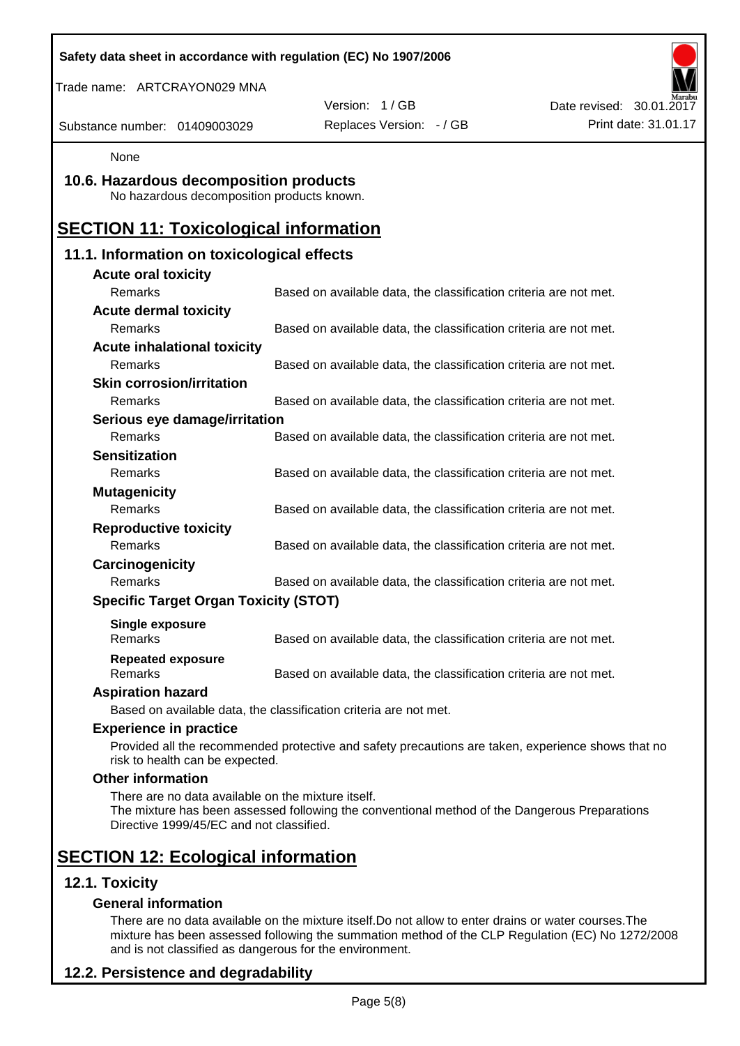None

## 10.6. Hazardous decomposition products

No hazardous decomposition products known.

# SECTION 11: Toxicological information

## 11.1. Information on toxicological effects

**Acute oral toxicity**

| | |
|---|---|
| Remarks | Based on available data, the classification criteria are not met. |

**Acute dermal toxicity**

| | |
|---|---|
| Remarks | Based on available data, the classification criteria are not met. |

**Acute inhalational toxicity**

| | |
|---|---|
| Remarks | Based on available data, the classification criteria are not met. |

**Skin corrosion/irritation**

| | |
|---|---|
| Remarks | Based on available data, the classification criteria are not met. |

**Serious eye damage/irritation**

| | |
|---|---|
| Remarks | Based on available data, the classification criteria are not met. |

**Sensitization**

| | |
|---|---|
| Remarks | Based on available data, the classification criteria are not met. |

**Mutagenicity**

| | |
|---|---|
| Remarks | Based on available data, the classification criteria are not met. |

**Reproductive toxicity**

| | |
|---|---|
| Remarks | Based on available data, the classification criteria are not met. |

**Carcinogenicity**

| | |
|---|---|
| Remarks | Based on available data, the classification criteria are not met. |

**Specific Target Organ Toxicity (STOT)**

**Single exposure**

| | |
|---|---|
| Remarks | Based on available data, the classification criteria are not met. |

**Repeated exposure**

| | |
|---|---|
| Remarks | Based on available data, the classification criteria are not met. |

**Aspiration hazard**

Based on available data, the classification criteria are not met.

**Experience in practice**

Provided all the recommended protective and safety precautions are taken, experience shows that no risk to health can be expected.

**Other information**

There are no data available on the mixture itself.
The mixture has been assessed following the conventional method of the Dangerous Preparations Directive 1999/45/EC and not classified.

# SECTION 12: Ecological information

## 12.1. Toxicity

**General information**

There are no data available on the mixture itself.Do not allow to enter drains or water courses.The mixture has been assessed following the summation method of the CLP Regulation (EC) No 1272/2008 and is not classified as dangerous for the environment.

## 12.2. Persistence and degradability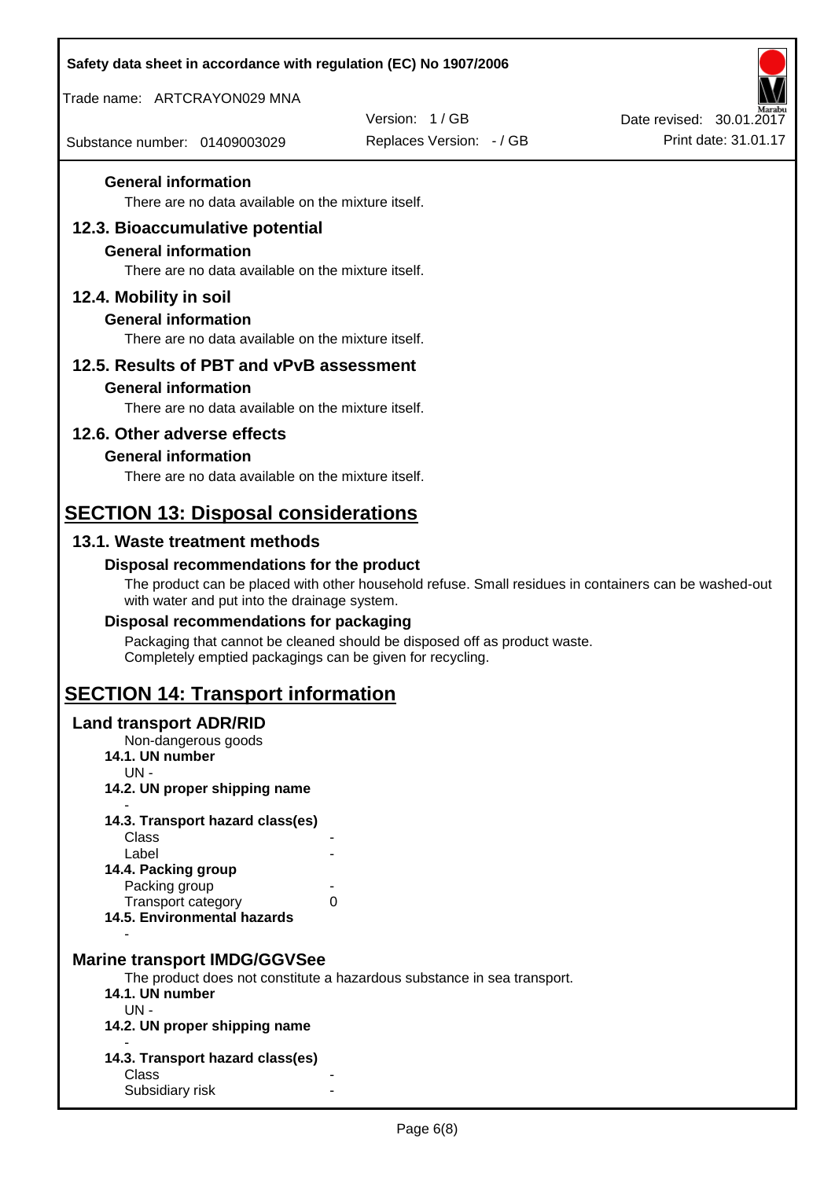### General information

There are no data available on the mixture itself.

## 12.3. Bioaccumulative potential

### General information

There are no data available on the mixture itself.

## 12.4. Mobility in soil

### General information

There are no data available on the mixture itself.

## 12.5. Results of PBT and vPvB assessment

### General information

There are no data available on the mixture itself.

## 12.6. Other adverse effects

### General information

There are no data available on the mixture itself.

# SECTION 13: Disposal considerations

## 13.1. Waste treatment methods

### Disposal recommendations for the product

The product can be placed with other household refuse. Small residues in containers can be washed-out with water and put into the drainage system.

### Disposal recommendations for packaging

Packaging that cannot be cleaned should be disposed off as product waste.
Completely emptied packagings can be given for recycling.

# SECTION 14: Transport information

## Land transport ADR/RID

Non-dangerous goods

**14.1. UN number**

UN -

**14.2. UN proper shipping name**

-

**14.3. Transport hazard class(es)**

| | |
|---|---|
| Class | - |
| Label | - |

**14.4. Packing group**

| | |
|---|---|
| Packing group | - |
| Transport category | 0 |

**14.5. Environmental hazards**

-

## Marine transport IMDG/GGVSee

The product does not constitute a hazardous substance in sea transport.

**14.1. UN number**

UN -

**14.2. UN proper shipping name**

-

**14.3. Transport hazard class(es)**

| | |
|---|---|
| Class | - |
| Subsidiary risk | - |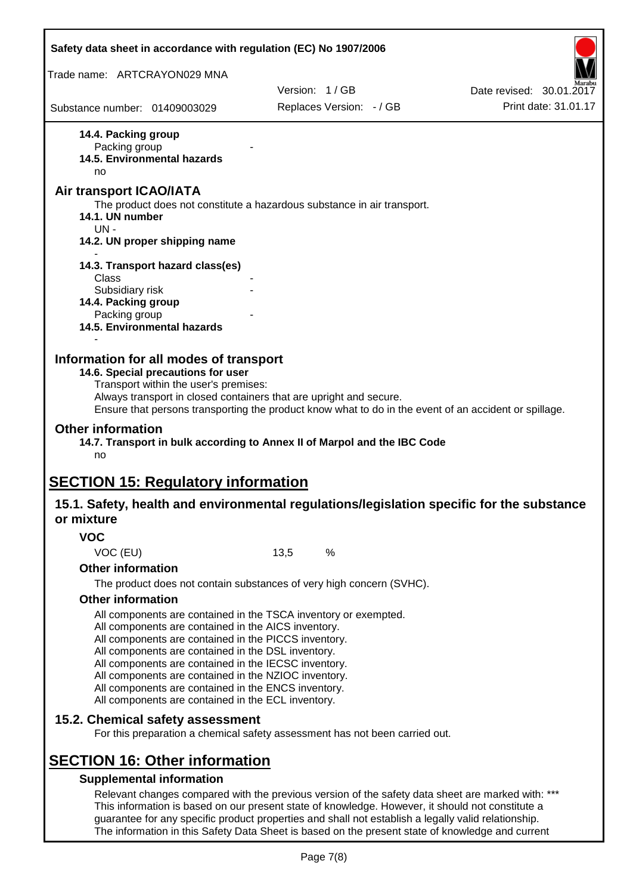**14.4. Packing group**

Packing group -

**14.5. Environmental hazards**

no

## Air transport ICAO/IATA

The product does not constitute a hazardous substance in air transport.

**14.1. UN number**

UN -

**14.2. UN proper shipping name**

-

**14.3. Transport hazard class(es)**

Class -

Subsidiary risk -

**14.4. Packing group**

Packing group -

**14.5. Environmental hazards**

-

## Information for all modes of transport

**14.6. Special precautions for user**

Transport within the user's premises:

Always transport in closed containers that are upright and secure.

Ensure that persons transporting the product know what to do in the event of an accident or spillage.

## Other information

**14.7. Transport in bulk according to Annex II of Marpol and the IBC Code**

no

# SECTION 15: Regulatory information

## 15.1. Safety, health and environmental regulations/legislation specific for the substance or mixture

### VOC

VOC (EU) 13,5 %

### Other information

The product does not contain substances of very high concern (SVHC).

### Other information

All components are contained in the TSCA inventory or exempted.
All components are contained in the AICS inventory.
All components are contained in the PICCS inventory.
All components are contained in the DSL inventory.
All components are contained in the IECSC inventory.
All components are contained in the NZIOC inventory.
All components are contained in the ENCS inventory.
All components are contained in the ECL inventory.

## 15.2. Chemical safety assessment

For this preparation a chemical safety assessment has not been carried out.

# SECTION 16: Other information

### Supplemental information

Relevant changes compared with the previous version of the safety data sheet are marked with: ***
This information is based on our present state of knowledge. However, it should not constitute a guarantee for any specific product properties and shall not establish a legally valid relationship.
The information in this Safety Data Sheet is based on the present state of knowledge and current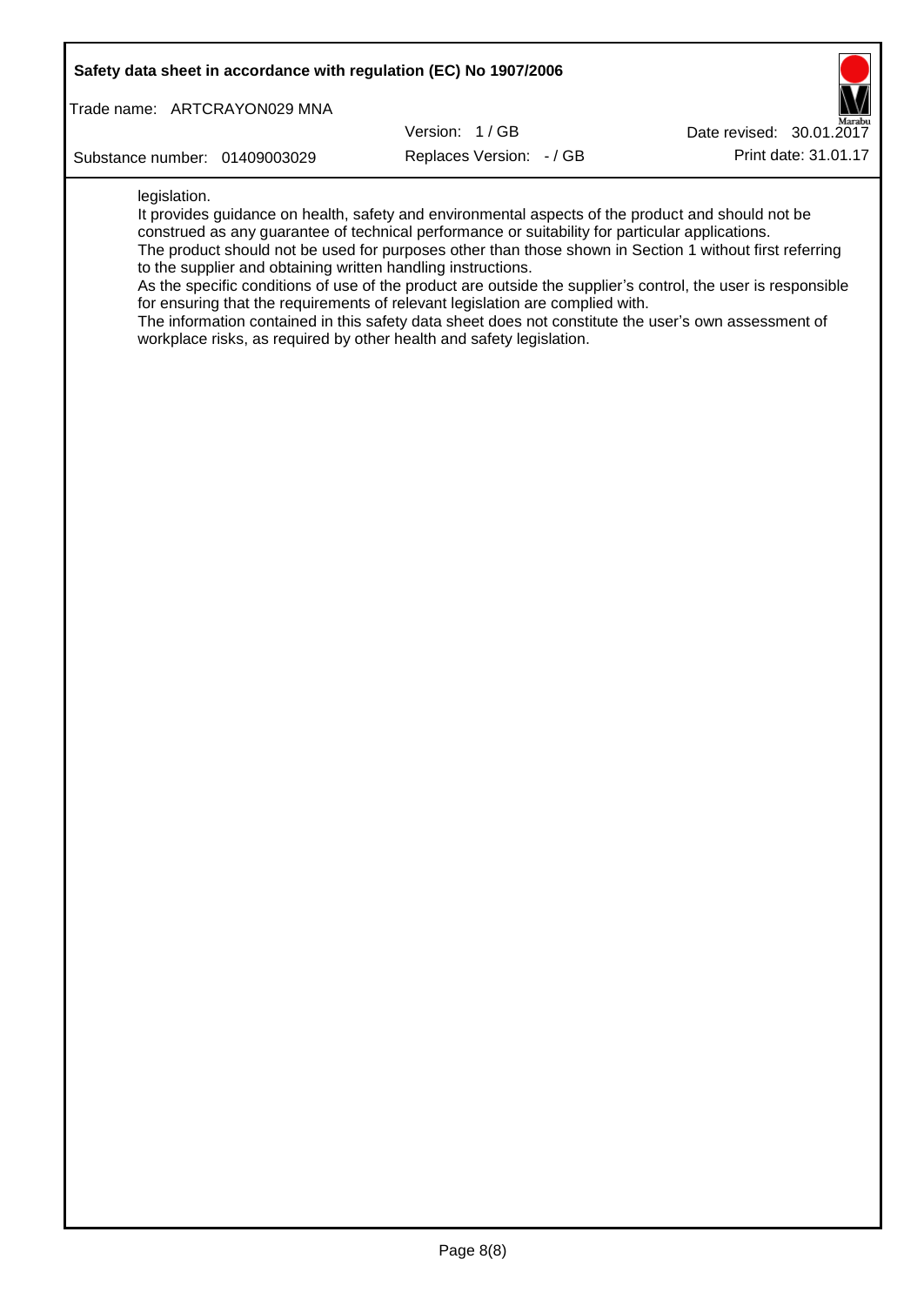legislation.
It provides guidance on health, safety and environmental aspects of the product and should not be construed as any guarantee of technical performance or suitability for particular applications.
The product should not be used for purposes other than those shown in Section 1 without first referring to the supplier and obtaining written handling instructions.
As the specific conditions of use of the product are outside the supplier's control, the user is responsible for ensuring that the requirements of relevant legislation are complied with.
The information contained in this safety data sheet does not constitute the user's own assessment of workplace risks, as required by other health and safety legislation.